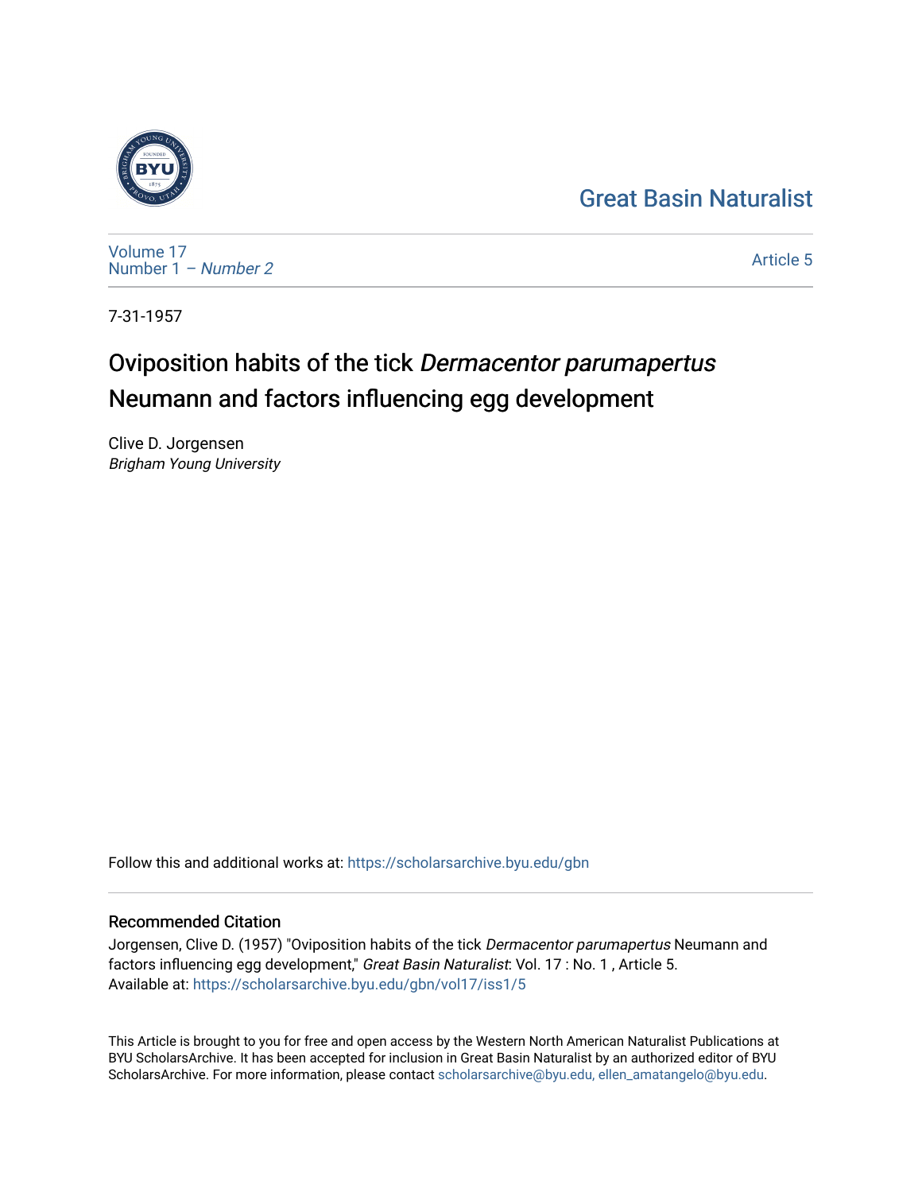Great Basin Naturalist

Volume 17
Number 1 – *Number 2*

Article 5

7-31-1957

# Oviposition habits of the tick *Dermacentor parumapertus* Neumann and factors influencing egg development

Clive D. Jorgensen
*Brigham Young University*

Follow this and additional works at: https://scholarsarchive.byu.edu/gbn

## Recommended Citation

Jorgensen, Clive D. (1957) "Oviposition habits of the tick *Dermacentor parumapertus* Neumann and factors influencing egg development," *Great Basin Naturalist*: Vol. 17 : No. 1 , Article 5.
Available at: https://scholarsarchive.byu.edu/gbn/vol17/iss1/5

This Article is brought to you for free and open access by the Western North American Naturalist Publications at BYU ScholarsArchive. It has been accepted for inclusion in Great Basin Naturalist by an authorized editor of BYU ScholarsArchive. For more information, please contact scholarsarchive@byu.edu, ellen_amatangelo@byu.edu.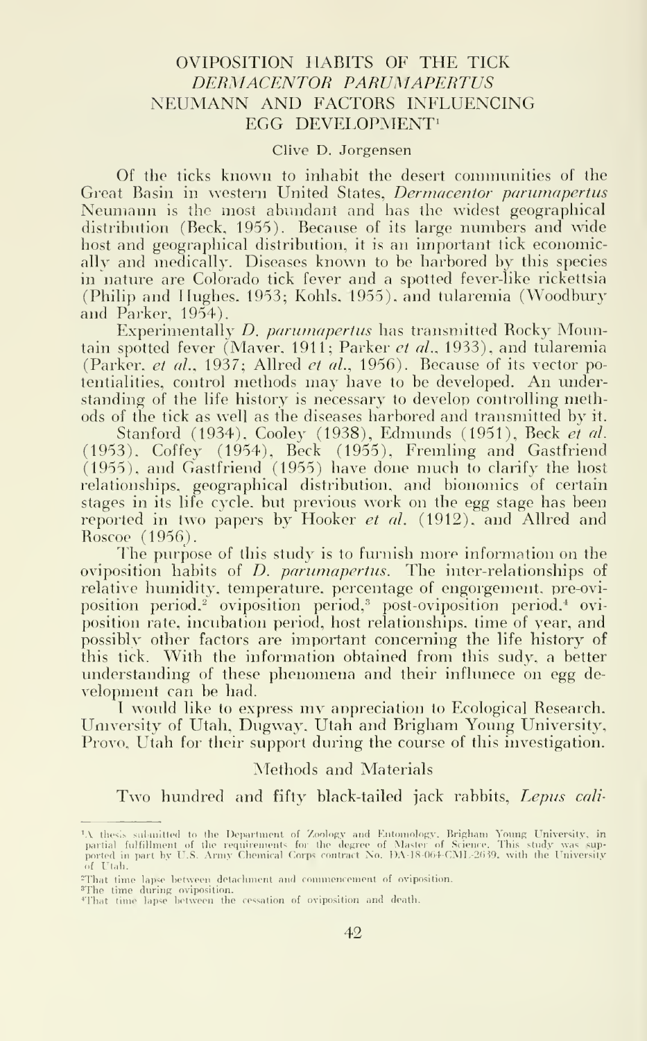# OVIPOSITION HABITS OF THE TICK *DERMACENTOR PARUMAPERTUS* NEUMANN AND FACTORS INFLUENCING EGG DEVELOPMENT[1]

Clive D. Jorgensen

Of the ticks known to inhabit the desert communities of the Great Basin in western United States, *Dermacentor parumapertus* Neumann is the most abundant and has the widest geographical distribution (Beck, 1955). Because of its large numbers and wide host and geographical distribution, it is an important tick economically and medically. Diseases known to be harbored by this species in nature are Colorado tick fever and a spotted fever-like rickettsia (Philip and Hughes, 1953; Kohls, 1955), and tularemia (Woodbury and Parker, 1954).

Experimentally *D. parumapertus* has transmitted Rocky Mountain spotted fever (Maver, 1911; Parker *et al.*, 1933), and tularemia (Parker, *et al.*, 1937; Allred *et al.*, 1956). Because of its vector potentialities, control methods may have to be developed. An understanding of the life history is necessary to develop controlling methods of the tick as well as the diseases harbored and transmitted by it.

Stanford (1934), Cooley (1938), Edmunds (1951), Beck *et al.* (1953), Coffey (1954), Beck (1955), Fremling and Gastfriend (1955), and Gastfriend (1955) have done much to clarify the host relationships, geographical distribution, and bionomics of certain stages in its life cycle, but previous work on the egg stage has been reported in two papers by Hooker *et al.* (1912), and Allred and Roscoe (1956).

The purpose of this study is to furnish more information on the oviposition habits of *D. parumapertus*. The inter-relationships of relative humidity, temperature, percentage of engorgement, pre-oviposition period,[2] oviposition period,[3] post-oviposition period,[4] oviposition rate, incubation period, host relationships, time of year, and possibly other factors are important concerning the life history of this tick. With the information obtained from this sudy, a better understanding of these phenomena and their influnece on egg development can be had.

I would like to express my appreciation to Ecological Research, University of Utah, Dugway, Utah and Brigham Young University, Provo, Utah for their support during the course of this investigation.

## Methods and Materials

Two hundred and fifty black-tailed jack rabbits, *Lepus cali-*

---

[1] A thesis submitted to the Department of Zoology and Entomology, Brigham Young University, in partial fulfillment of the requirements for the degree of Master of Science. This study was supported in part by U.S. Army Chemical Corps contract No. DA-18-064-CML-2639, with the University of Utah.

[2] That time lapse between detachment and commencement of oviposition.

[3] The time during oviposition.

[4] That time lapse between the cessation of oviposition and death.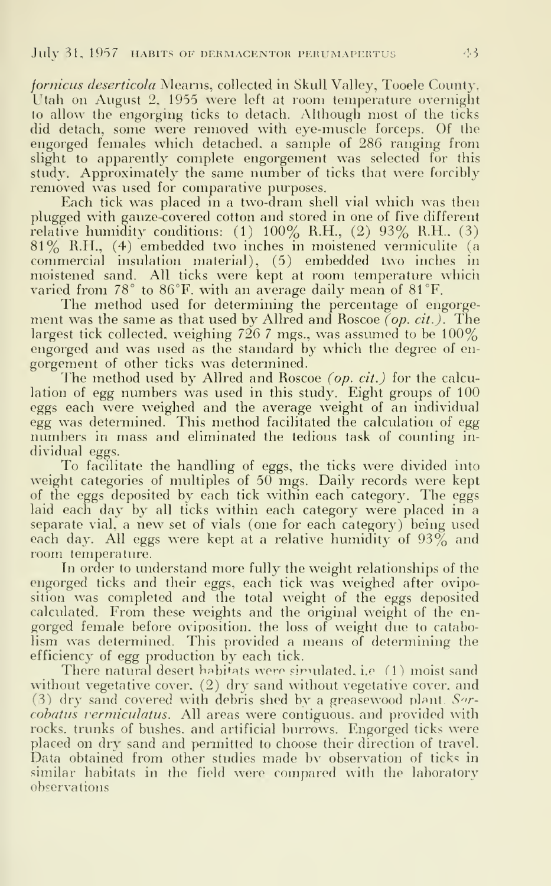*fornicus deserticola* Mearns, collected in Skull Valley, Tooele County, Utah on August 2, 1955 were left at room temperature overnight to allow the engorging ticks to detach. Although most of the ticks did detach, some were removed with eye-muscle forceps. Of the engorged females which detached, a sample of 286 ranging from slight to apparently complete engorgement was selected for this study. Approximately the same number of ticks that were forcibly removed was used for comparative purposes.

Each tick was placed in a two-dram shell vial which was then plugged with gauze-covered cotton and stored in one of five different relative humidity conditions: (1) 100% R.H., (2) 93% R.H., (3) 81% R.H., (4) embedded two inches in moistened vermiculite (a commercial insulation material), (5) embedded two inches in moistened sand. All ticks were kept at room temperature which varied from 78° to 86°F. with an average daily mean of 81°F.

The method used for determining the percentage of engorgement was the same as that used by Allred and Roscoe (*op. cit.*). The largest tick collected, weighing 726 7 mgs., was assumed to be 100% engorged and was used as the standard by which the degree of engorgement of other ticks was determined.

The method used by Allred and Roscoe (*op. cit.*) for the calculation of egg numbers was used in this study. Eight groups of 100 eggs each were weighed and the average weight of an individual egg was determined. This method facilitated the calculation of egg numbers in mass and eliminated the tedious task of counting individual eggs.

To facilitate the handling of eggs, the ticks were divided into weight categories of multiples of 50 mgs. Daily records were kept of the eggs deposited by each tick within each category. The eggs laid each day by all ticks within each category were placed in a separate vial, a new set of vials (one for each category) being used each day. All eggs were kept at a relative humidity of 93% and room temperature.

In order to understand more fully the weight relationships of the engorged ticks and their eggs, each tick was weighed after oviposition was completed and the total weight of the eggs deposited calculated. From these weights and the original weight of the engorged female before oviposition, the loss of weight due to catabolism was determined. This provided a means of determining the efficiency of egg production by each tick.

There natural desert habitats were simulated, i.e (1) moist sand without vegetative cover, (2) dry sand without vegetative cover, and (3) dry sand covered with debris shed by a greasewood plant *Sarcobatus vermiculatus*. All areas were contiguous, and provided with rocks, trunks of bushes, and artificial burrows. Engorged ticks were placed on dry sand and permitted to choose their direction of travel. Data obtained from other studies made by observation of ticks in similar habitats in the field were compared with the laboratory observations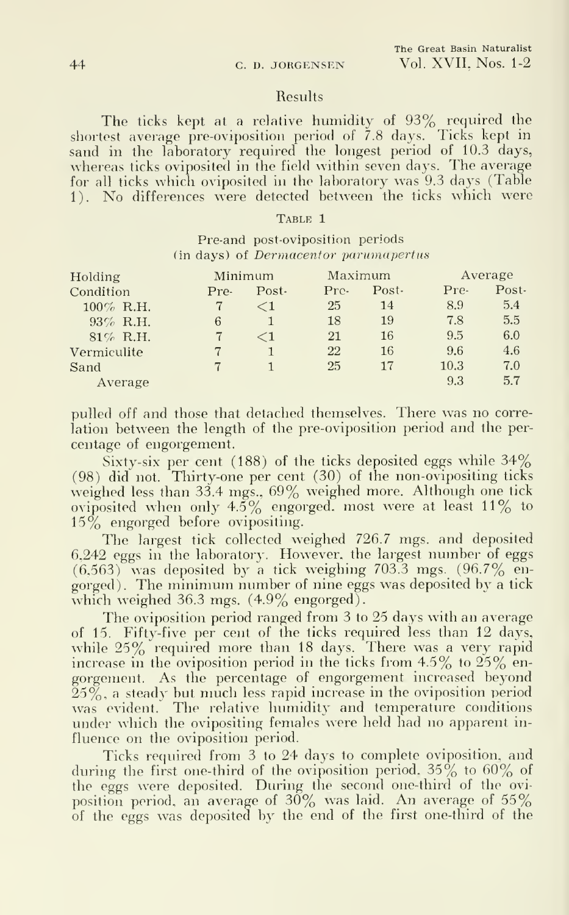## Results

The ticks kept at a relative humidity of 93% required the shortest average pre-oviposition period of 7.8 days. Ticks kept in sand in the laboratory required the longest period of 10.3 days, whereas ticks oviposited in the field within seven days. The average for all ticks which oviposited in the laboratory was 9.3 days (Table 1). No differences were detected between the ticks which were pulled off and those that detached themselves. There was no correlation between the length of the pre-oviposition period and the percentage of engorgement.

TABLE 1

Pre-and post-oviposition periods (in days) of *Dermacentor parumapertus*

| Holding Condition | Minimum | | Maximum | | Average | |
|---|---|---|---|---|---|---|
| | Pre- | Post- | Pre- | Post- | Pre- | Post- |
| 100% R.H. | 7 | <1 | 25 | 14 | 8.9 | 5.4 |
| 93% R.H. | 6 | 1 | 18 | 19 | 7.8 | 5.5 |
| 81% R.H. | 7 | <1 | 21 | 16 | 9.5 | 6.0 |
| Vermiculite | 7 | 1 | 22 | 16 | 9.6 | 4.6 |
| Sand | 7 | 1 | 25 | 17 | 10.3 | 7.0 |
| Average | | | | | 9.3 | 5.7 |

Sixty-six per cent (188) of the ticks deposited eggs while 34% (98) did not. Thirty-one per cent (30) of the non-ovipositing ticks weighed less than 33.4 mgs., 69% weighed more. Although one tick oviposited when only 4.5% engorged. most were at least 11% to 15% engorged before ovipositing.

The largest tick collected weighed 726.7 mgs. and deposited 6,242 eggs in the laboratory. However, the largest number of eggs (6,563) was deposited by a tick weighing 703.3 mgs. (96.7% engorged). The minimum number of nine eggs was deposited by a tick which weighed 36.3 mgs. (4.9% engorged).

The oviposition period ranged from 3 to 25 days with an average of 15. Fifty-five per cent of the ticks required less than 12 days, while 25% required more than 18 days. There was a very rapid increase in the oviposition period in the ticks from 4.5% to 25% engorgement. As the percentage of engorgement increased beyond 25%, a steady but much less rapid increase in the oviposition period was evident. The relative humidity and temperature conditions under which the ovipositing females were held had no apparent influence on the oviposition period.

Ticks required from 3 to 24 days to complete oviposition, and during the first one-third of the oviposition period, 35% to 60% of the eggs were deposited. During the second one-third of the oviposition period, an average of 30% was laid. An average of 55% of the eggs was deposited by the end of the first one-third of the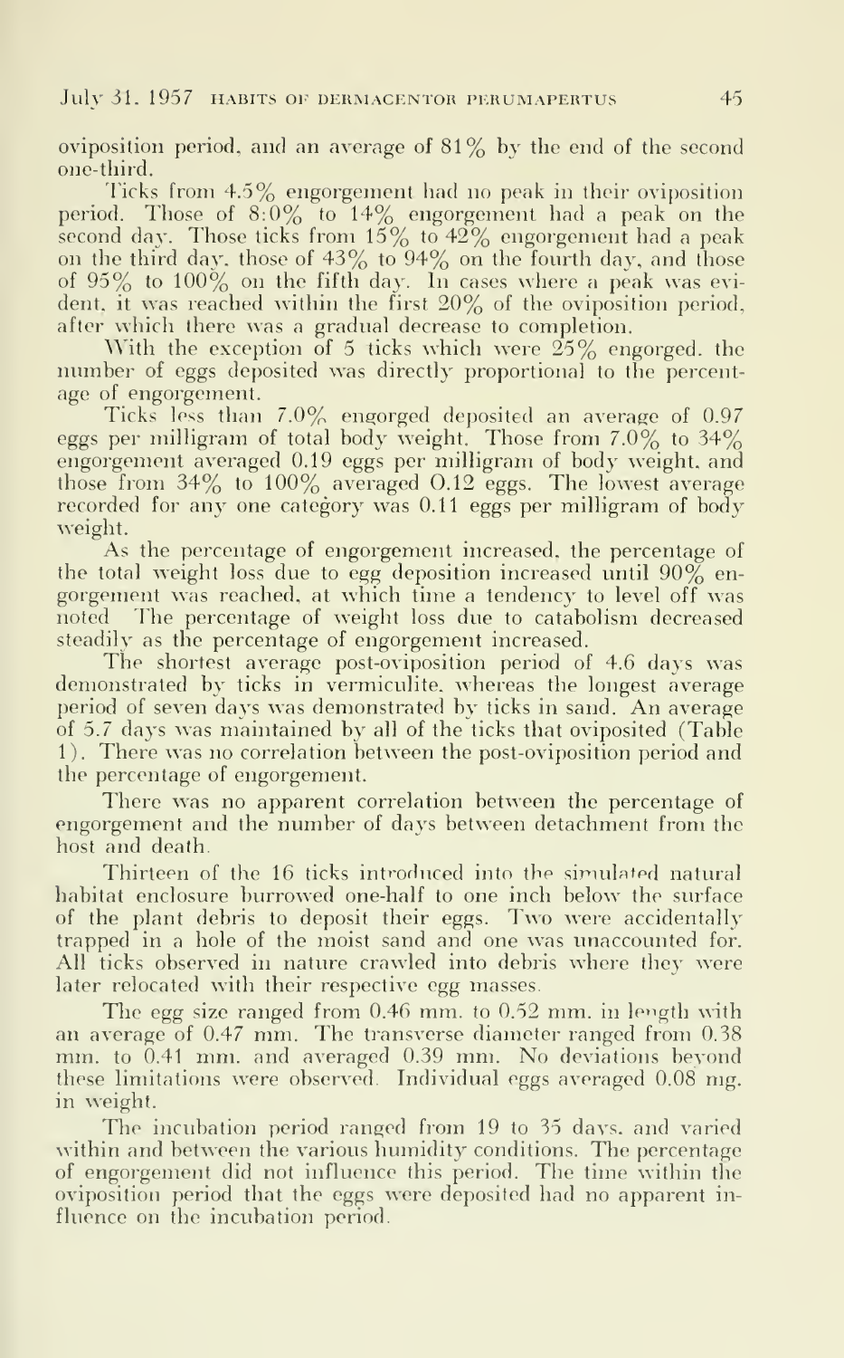oviposition period, and an average of 81% by the end of the second one-third.

Ticks from 4.5% engorgement had no peak in their oviposition period. Those of 8.0% to 14% engorgement had a peak on the second day. Those ticks from 15% to 42% engorgement had a peak on the third day, those of 43% to 94% on the fourth day, and those of 95% to 100% on the fifth day. In cases where a peak was evident, it was reached within the first 20% of the oviposition period, after which there was a gradual decrease to completion.

With the exception of 5 ticks which were 25% engorged, the number of eggs deposited was directly proportional to the percentage of engorgement.

Ticks less than 7.0% engorged deposited an average of 0.97 eggs per milligram of total body weight. Those from 7.0% to 34% engorgement averaged 0.19 eggs per milligram of body weight, and those from 34% to 100% averaged 0.12 eggs. The lowest average recorded for any one category was 0.11 eggs per milligram of body weight.

As the percentage of engorgement increased, the percentage of the total weight loss due to egg deposition increased until 90% engorgement was reached, at which time a tendency to level off was noted. The percentage of weight loss due to catabolism decreased steadily as the percentage of engorgement increased.

The shortest average post-oviposition period of 4.6 days was demonstrated by ticks in vermiculite, whereas the longest average period of seven days was demonstrated by ticks in sand. An average of 5.7 days was maintained by all of the ticks that oviposited (Table 1). There was no correlation between the post-oviposition period and the percentage of engorgement.

There was no apparent correlation between the percentage of engorgement and the number of days between detachment from the host and death.

Thirteen of the 16 ticks introduced into the simulated natural habitat enclosure burrowed one-half to one inch below the surface of the plant debris to deposit their eggs. Two were accidentally trapped in a hole of the moist sand and one was unaccounted for. All ticks observed in nature crawled into debris where they were later relocated with their respective egg masses.

The egg size ranged from 0.46 mm. to 0.52 mm. in length with an average of 0.47 mm. The transverse diameter ranged from 0.38 mm. to 0.41 mm. and averaged 0.39 mm. No deviations beyond these limitations were observed. Individual eggs averaged 0.08 mg. in weight.

The incubation period ranged from 19 to 35 days, and varied within and between the various humidity conditions. The percentage of engorgement did not influence this period. The time within the oviposition period that the eggs were deposited had no apparent influence on the incubation period.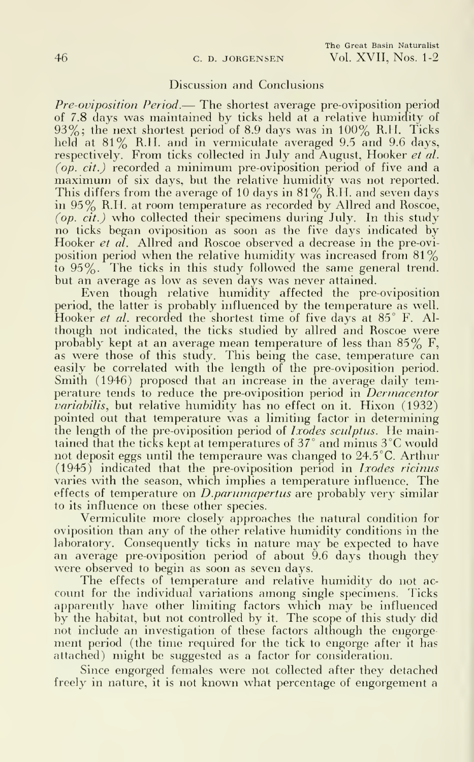## Discussion and Conclusions

*Pre-oviposition Period.*— The shortest average pre-oviposition period of 7.8 days was maintained by ticks held at a relative humidity of 93%; the next shortest period of 8.9 days was in 100% R.H. Ticks held at 81% R.H. and in vermiculate averaged 9.5 and 9.6 days, respectively. From ticks collected in July and August, Hooker *et al.* *(op. cit.)* recorded a minimum pre-oviposition period of five and a maximum of six days, but the relative humidity was not reported. This differs from the average of 10 days in 81% R.H. and seven days in 95% R.H. at room temperature as recorded by Allred and Roscoe, *(op. cit.)* who collected their specimens during July. In this study no ticks began oviposition as soon as the five days indicated by Hooker *et al.* Allred and Roscoe observed a decrease in the pre-oviposition period when the relative humidity was increased from 81% to 95%. The ticks in this study followed the same general trend, but an average as low as seven days was never attained.

Even though relative humidity affected the pre-oviposition period, the latter is probably influenced by the temperature as well. Hooker *et al.* recorded the shortest time of five days at 85° F. Although not indicated, the ticks studied by allred and Roscoe were probably kept at an average mean temperature of less than 85% F, as were those of this study. This being the case, temperature can easily be correlated with the length of the pre-oviposition period. Smith (1946) proposed that an increase in the average daily temperature tends to reduce the pre-oviposition period in *Dermacentor variabilis*, but relative humidity has no effect on it. Hixon (1932) pointed out that temperature was a limiting factor in determining the length of the pre-oviposition period of *Ixodes sculptus*. He maintained that the ticks kept at temperatures of 37° and minus 3°C would not deposit eggs until the temperaure was changed to 24.5°C. Arthur (1945) indicated that the pre-oviposition period in *Ixodes ricinus* varies with the season, which implies a temperature influence. The effects of temperature on *D.parumapertus* are probably very similar to its influence on these other species.

Vermiculite more closely approaches the natural condition for oviposition than any of the other relative humidity conditions in the laboratory. Consequently ticks in nature may be expected to have an average pre-oviposition period of about 9.6 days though they were observed to begin as soon as seven days.

The effects of temperature and relative humidity do not account for the individual variations among single specimens. Ticks apparently have other limiting factors which may be influenced by the habitat, but not controlled by it. The scope of this study did not include an investigation of these factors although the engorgement period (the time required for the tick to engorge after it has attached) might be suggested as a factor for consideration.

Since engorged females were not collected after they detached freely in nature, it is not known what percentage of engorgement a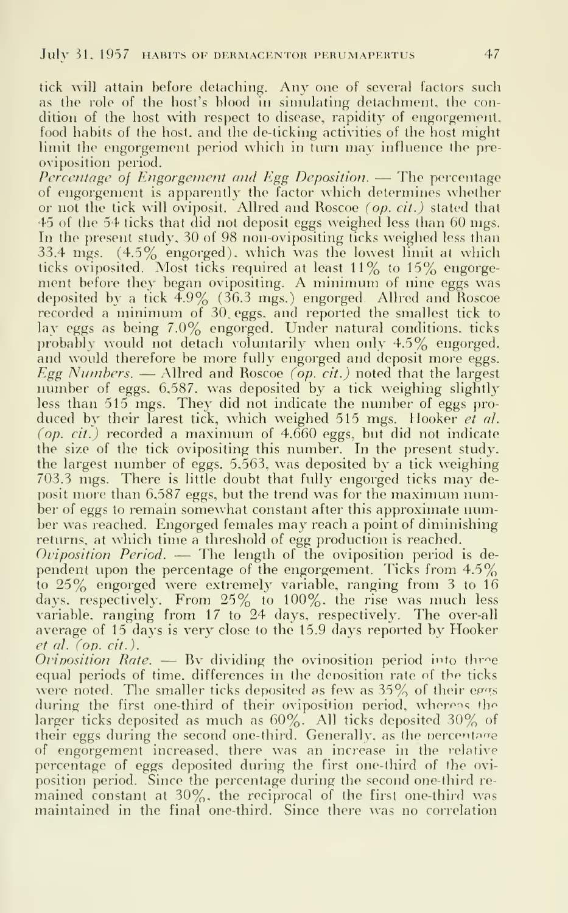tick will attain before detaching. Any one of several factors such as the role of the host's blood in simulating detachment, the condition of the host with respect to disease, rapidity of engorgement, food habits of the host, and the de-ticking activities of the host might limit the engorgement period which in turn may influence the pre-oviposition period.

*Percentage of Engorgement and Egg Deposition.* — The percentage of engorgement is apparently the factor which determines whether or not the tick will oviposit. Allred and Roscoe *(op. cit.)* stated that 45 of the 54 ticks that did not deposit eggs weighed less than 60 mgs. In the present study, 30 of 98 non-ovipositing ticks weighed less than 33.4 mgs. (4.5% engorged), which was the lowest limit at which ticks oviposited. Most ticks required at least 11% to 15% engorgement before they began ovipositing. A minimum of nine eggs was deposited by a tick 4.9% (36.3 mgs.) engorged. Allred and Roscoe recorded a minimum of 30 eggs, and reported the smallest tick to lay eggs as being 7.0% engorged. Under natural conditions, ticks probably would not detach voluntarily when only 4.5% engorged, and would therefore be more fully engorged and deposit more eggs.

*Egg Numbers.* — Allred and Roscoe *(op. cit.)* noted that the largest number of eggs, 6,587, was deposited by a tick weighing slightly less than 515 mgs. They did not indicate the number of eggs produced by their larest tick, which weighed 515 mgs. Hooker *et al.* *(op. cit.)* recorded a maximum of 4,660 eggs, but did not indicate the size of the tick ovipositing this number. In the present study, the largest number of eggs, 5,563, was deposited by a tick weighing 703.3 mgs. There is little doubt that fully engorged ticks may deposit more than 6,587 eggs, but the trend was for the maximum number of eggs to remain somewhat constant after this approximate number was reached. Engorged females may reach a point of diminishing returns, at which time a threshold of egg production is reached.

*Oviposition Period.* — The length of the oviposition period is dependent upon the percentage of the engorgement. Ticks from 4.5% to 25% engorged were extremely variable, ranging from 3 to 16 days, respectively. From 25% to 100%, the rise was much less variable, ranging from 17 to 24 days, respectively. The over-all average of 15 days is very close to the 15.9 days reported by Hooker *et al.* *(op. cit.)*.

*Oviposition Rate.* — By dividing the oviposition period into three equal periods of time, differences in the deposition rate of the ticks were noted. The smaller ticks deposited as few as 35% of their eggs during the first one-third of their oviposition period, whereas the larger ticks deposited as much as 60%. All ticks deposited 30% of their eggs during the second one-third. Generally, as the percentage of engorgement increased, there was an increase in the relative percentage of eggs deposited during the first one-third of the oviposition period. Since the percentage during the second one-third remained constant at 30%, the reciprocal of the first one-third was maintained in the final one-third. Since there was no correlation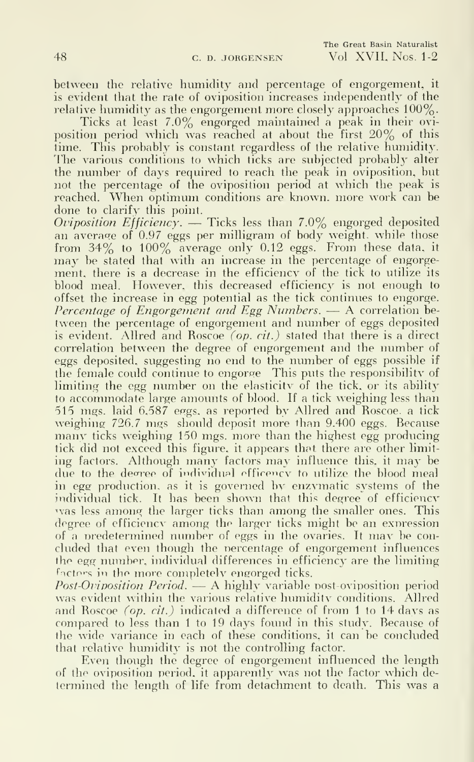between the relative humidity and percentage of engorgement, it is evident that the rate of oviposition increases independently of the relative humidity as the engorgement more closely approaches 100%.

Ticks at least 7.0% engorged maintained a peak in their oviposition period which was reached at about the first 20% of this time. This probably is constant regardless of the relative humidity. The various conditions to which ticks are subjected probably alter the number of days required to reach the peak in oviposition, but not the percentage of the oviposition period at which the peak is reached. When optimum conditions are known, more work can be done to clarify this point.

*Oviposition Efficiency*. — Ticks less than 7.0% engorged deposited an average of 0.97 eggs per milligram of body weight, while those from 34% to 100% average only 0.12 eggs. From these data, it may be stated that with an increase in the percentage of engorgement, there is a decrease in the efficiency of the tick to utilize its blood meal. However, this decreased efficiency is not enough to offset the increase in egg potential as the tick continues to engorge.

*Percentage of Engorgement and Egg Numbers*. — A correlation between the percentage of engorgement and number of eggs deposited is evident. Allred and Roscoe *(op. cit.)* stated that there is a direct correlation between the degree of engorgement and the number of eggs deposited, suggesting no end to the number of eggs possible if the female could continue to engorge. This puts the responsibility of limiting the egg number on the elasticity of the tick, or its ability to accommodate large amounts of blood. If a tick weighing less than 515 mgs. laid 6,587 eggs, as reported by Allred and Roscoe, a tick weighing 726.7 mgs. should deposit more than 9,400 eggs. Because many ticks weighing 150 mgs. more than the highest egg producing tick did not exceed this figure, it appears that there are other limiting factors. Although many factors may influence this, it may be due to the degree of individual efficency to utilize the blood meal in egg production, as it is governed by enzymatic systems of the individual tick. It has been shown that this degree of efficiency was less among the larger ticks than among the smaller ones. This degree of efficiency among the larger ticks might be an expression of a predetermined number of eggs in the ovaries. It may be concluded that even though the percentage of engorgement influences the egg number, individual differences in efficiency are the limiting factors in the more completely engorged ticks.

*Post-Oviposition Period*. — A highly variable post-oviposition period was evident within the various relative humidity conditions. Allred and Roscoe *(op. cit.)* indicated a difference of from 1 to 14 days as compared to less than 1 to 19 days found in this study. Because of the wide variance in each of these conditions, it can be concluded that relative humidity is not the controlling factor.

Even though the degree of engorgement influenced the length of the oviposition period, it apparently was not the factor which determined the length of life from detachment to death. This was a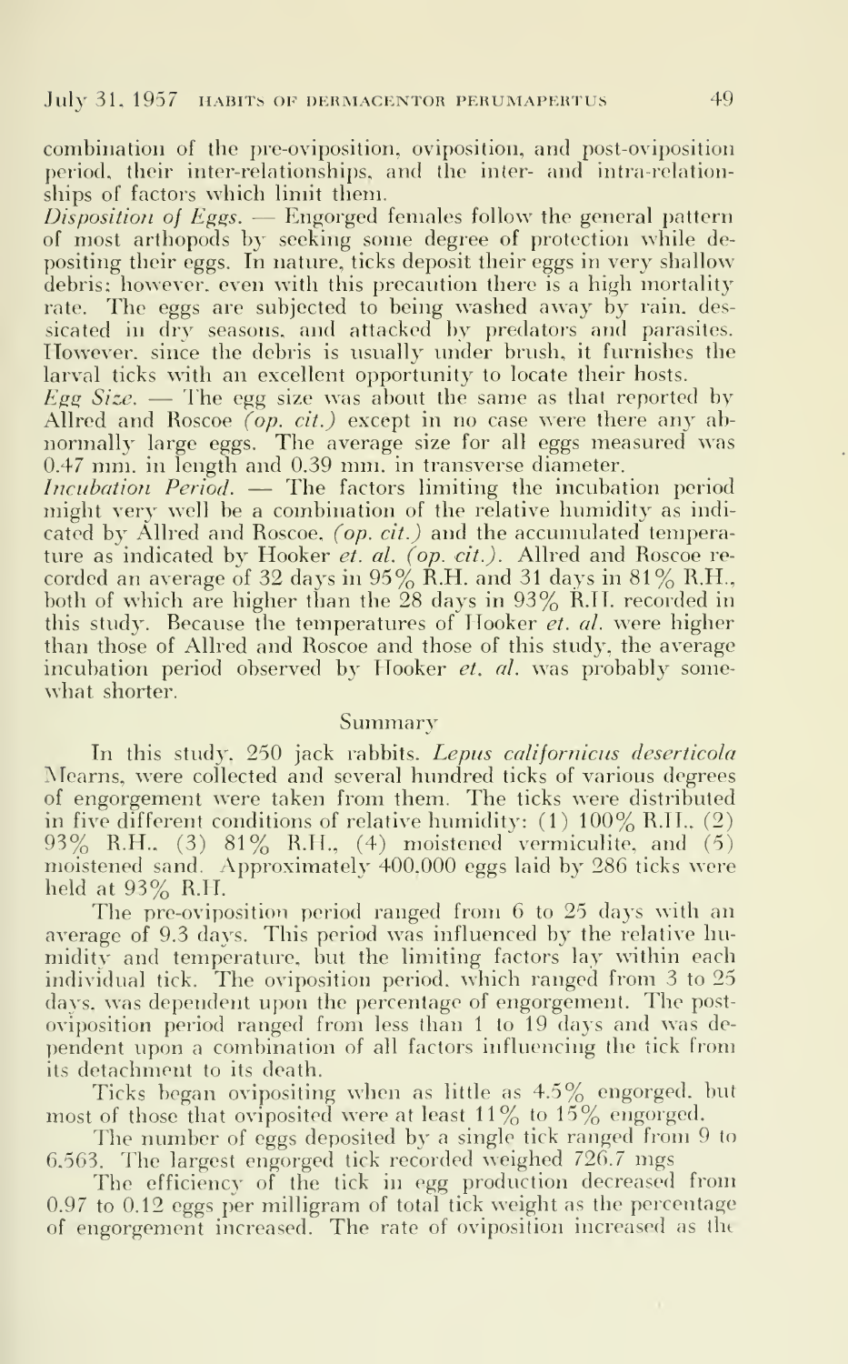combination of the pre-oviposition, oviposition, and post-oviposition period, their inter-relationships, and the inter- and intra-relationships of factors which limit them.

*Disposition of Eggs.* — Engorged females follow the general pattern of most arthopods by seeking some degree of protection while depositing their eggs. In nature, ticks deposit their eggs in very shallow debris; however, even with this precaution there is a high mortality rate. The eggs are subjected to being washed away by rain, dessicated in dry seasons, and attacked by predators and parasites. However, since the debris is usually under brush, it furnishes the larval ticks with an excellent opportunity to locate their hosts.

*Egg Size.* — The egg size was about the same as that reported by Allred and Roscoe *(op. cit.)* except in no case were there any abnormally large eggs. The average size for all eggs measured was 0.47 mm. in length and 0.39 mm. in transverse diameter.

*Incubation Period.* — The factors limiting the incubation period might very well be a combination of the relative humidity as indicated by Allred and Roscoe, *(op. cit.)* and the accumulated temperature as indicated by Hooker *et. al. (op. cit.)*. Allred and Roscoe recorded an average of 32 days in 95% R.H. and 31 days in 81% R.H., both of which are higher than the 28 days in 93% R.H. recorded in this study. Because the temperatures of Hooker *et. al.* were higher than those of Allred and Roscoe and those of this study, the average incubation period observed by Hooker *et. al.* was probably somewhat shorter.

## Summary

In this study, 250 jack rabbits, *Lepus californicus deserticola* Mearns, were collected and several hundred ticks of various degrees of engorgement were taken from them. The ticks were distributed in five different conditions of relative humidity: (1) 100% R.H., (2) 93% R.H., (3) 81% R.H., (4) moistened vermiculite, and (5) moistened sand. Approximately 400,000 eggs laid by 286 ticks were held at 93% R.H.

The pre-oviposition period ranged from 6 to 25 days with an average of 9.3 days. This period was influenced by the relative humidity and temperature, but the limiting factors lay within each individual tick. The oviposition period, which ranged from 3 to 25 days, was dependent upon the percentage of engorgement. The post-oviposition period ranged from less than 1 to 19 days and was dependent upon a combination of all factors influencing the tick from its detachment to its death.

Ticks began ovipositing when as little as 4.5% engorged, but most of those that oviposited were at least 11% to 15% engorged.

The number of eggs deposited by a single tick ranged from 9 to 6,563. The largest engorged tick recorded weighed 726.7 mgs

The efficiency of the tick in egg production decreased from 0.97 to 0.12 eggs per milligram of total tick weight as the percentage of engorgement increased. The rate of oviposition increased as the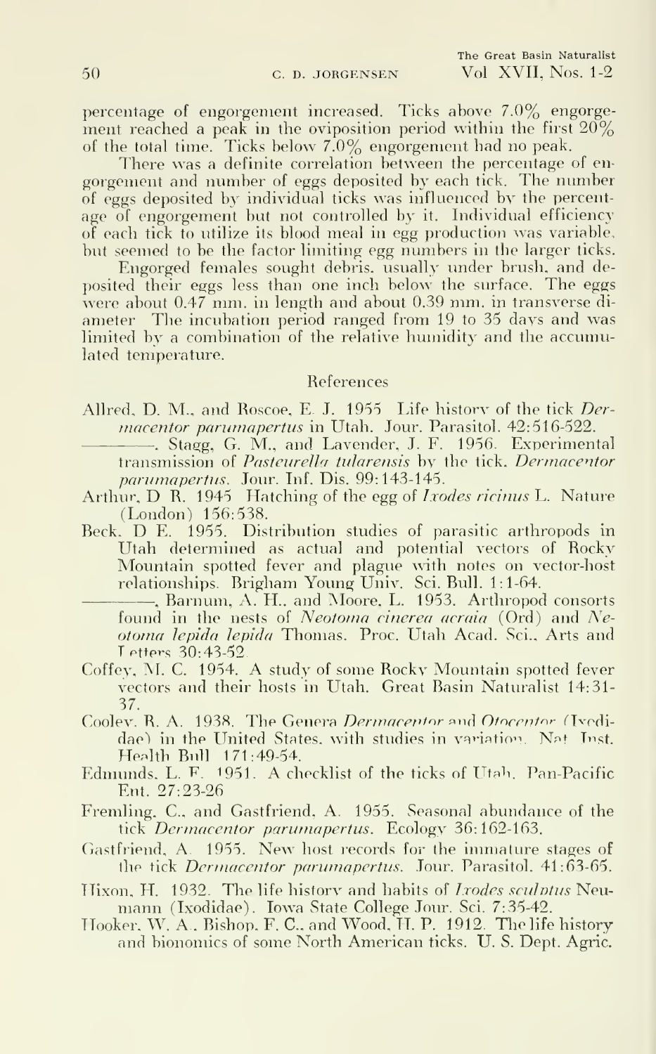percentage of engorgement increased. Ticks above 7.0% engorgement reached a peak in the oviposition period within the first 20% of the total time. Ticks below 7.0% engorgement had no peak.

There was a definite correlation between the percentage of engorgement and number of eggs deposited by each tick. The number of eggs deposited by individual ticks was influenced by the percentage of engorgement but not controlled by it. Individual efficiency of each tick to utilize its blood meal in egg production was variable, but seemed to be the factor limiting egg numbers in the larger ticks.

Engorged females sought debris, usually under brush, and deposited their eggs less than one inch below the surface. The eggs were about 0.47 mm. in length and about 0.39 mm. in transverse diameter. The incubation period ranged from 19 to 35 days and was limited by a combination of the relative humidity and the accumulated temperature.

## References

Allred, D. M., and Roscoe, E. J. 1955. Life history of the tick *Dermacentor parumapertus* in Utah. Jour. Parasitol. 42:516-522.

————, Stagg, G. M., and Lavender, J. F. 1956. Experimental transmission of *Pasteurella tularensis* by the tick, *Dermacentor parumapertus*. Jour. Inf. Dis. 99:143-145.

Arthur, D. R. 1945. Hatching of the egg of *Ixodes ricinus* L. Nature (London) 156:538.

Beck, D. E. 1955. Distribution studies of parasitic arthropods in Utah determined as actual and potential vectors of Rocky Mountain spotted fever and plague with notes on vector-host relationships. Brigham Young Univ. Sci. Bull. 1:1-64.

————, Barnum, A. H., and Moore, L. 1953. Arthropod consorts found in the nests of *Neotoma cinerea acraia* (Ord) and *Neotoma lepida lepida* Thomas. Proc. Utah Acad. Sci., Arts and Letters 30:43-52.

Coffey, M. C. 1954. A study of some Rocky Mountain spotted fever vectors and their hosts in Utah. Great Basin Naturalist 14:31-37.

Cooley, R. A. 1938. The Genera *Dermacentor* and *Otocentor* (Ixodidae) in the United States, with studies in variation. Nat. Inst. Health Bull. 171:49-54.

Edmunds, L. F. 1951. A checklist of the ticks of Utah. Pan-Pacific Ent. 27:23-26.

Fremling, C., and Gastfriend, A. 1955. Seasonal abundance of the tick *Dermacentor parumapertus*. Ecology 36:162-163.

Gastfriend, A. 1955. New host records for the immature stages of the tick *Dermacentor parumapertus*. Jour. Parasitol. 41:63-65.

Hixon, H. 1932. The life history and habits of *Ixodes sculptus* Neumann (Ixodidae). Iowa State College Jour. Sci. 7:35-42.

Hooker, W. A., Bishop, F. C., and Wood, H. P. 1912. The life history and bionomics of some North American ticks. U. S. Dept. Agric.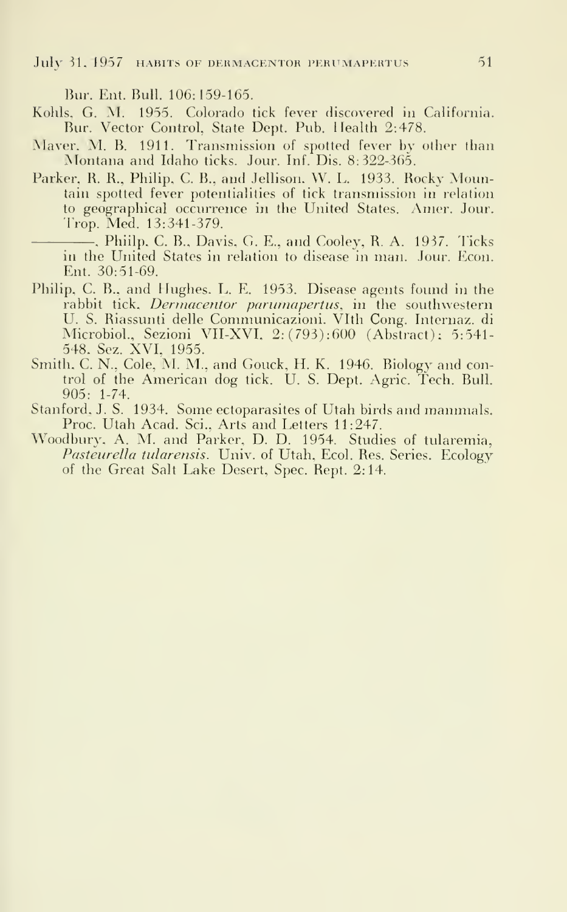Bur. Ent. Bull. 106:159-165.

Kohls, G. M. 1955. Colorado tick fever discovered in California. Bur. Vector Control, State Dept. Pub. Health 2:478.

Maver, M. B. 1911. Transmission of spotted fever by other than Montana and Idaho ticks. Jour. Inf. Dis. 8:322-365.

Parker, R. R., Philip, C. B., and Jellison, W. L. 1933. Rocky Mountain spotted fever potentialities of tick transmission in relation to geographical occurrence in the United States. Amer. Jour. Trop. Med. 13:341-379.

————, Phiilp, C. B., Davis, G. E., and Cooley, R. A. 1937. Ticks in the United States in relation to disease in man. Jour. Econ. Ent. 30:51-69.

Philip, C. B., and Hughes, L. E. 1953. Disease agents found in the rabbit tick, *Dermacentor parumapertus*, in the southwestern U. S. Riassunti delle Communicazioni. VIth Cong. Internaz. di Microbiol., Sezioni VII-XVI, 2:(793):600 (Abstract); 5:541-548. Sez. XVI, 1955.

Smith, C. N., Cole, M. M., and Gouck, H. K. 1946. Biology and control of the American dog tick. U. S. Dept. Agric. Tech. Bull. 905: 1-74.

Stanford, J. S. 1934. Some ectoparasites of Utah birds and mammals. Proc. Utah Acad. Sci., Arts and Letters 11:247.

Woodbury, A. M. and Parker, D. D. 1954. Studies of tularemia, *Pasteurella tularensis*. Univ. of Utah, Ecol. Res. Series. Ecology of the Great Salt Lake Desert, Spec. Rept. 2:14.